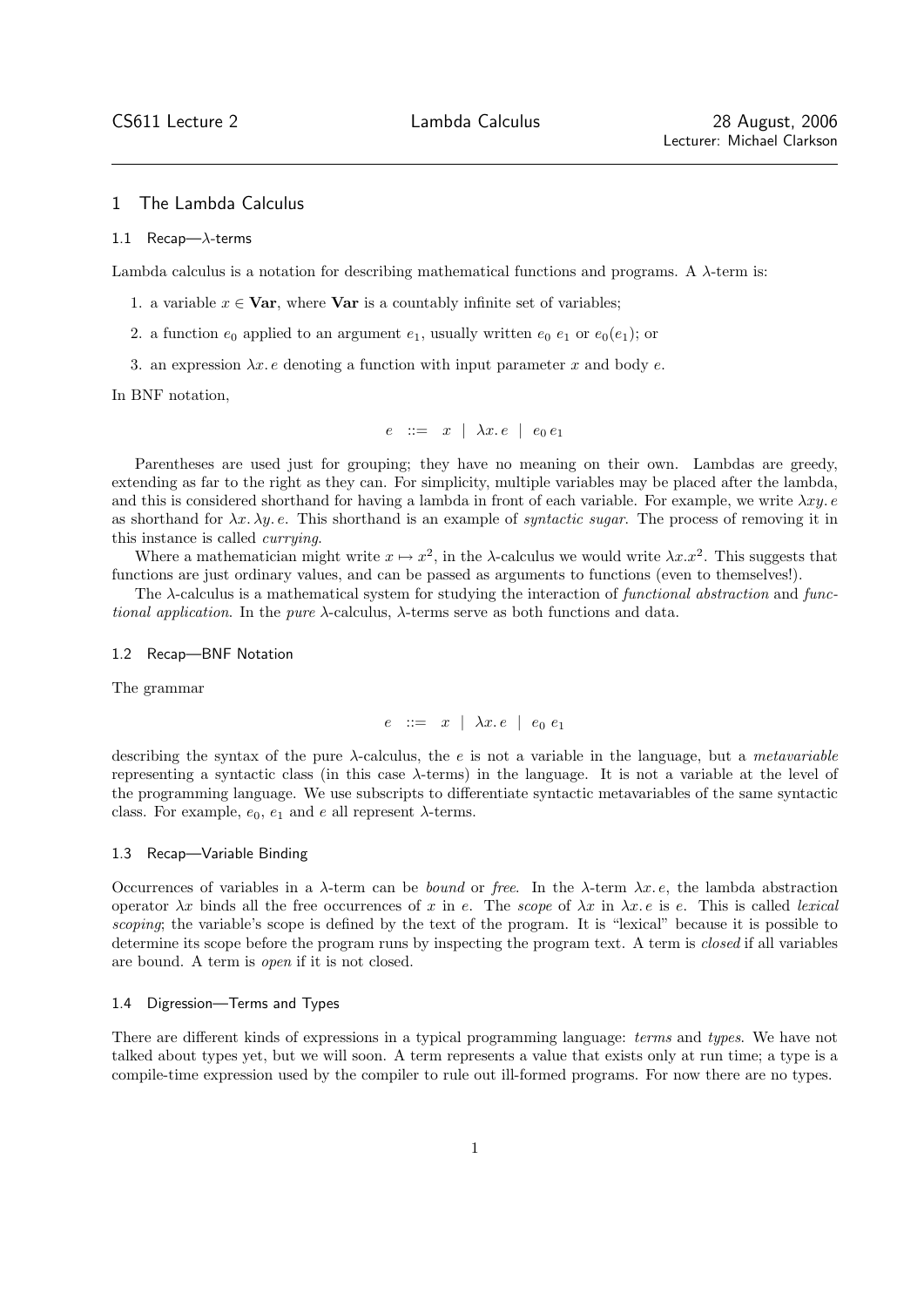CS611 Lecture 2 — Lambda Calculus — 28 August, 2006

Lecturer: Michael Clarkson

# 1 The Lambda Calculus

## 1.1 Recap—$\lambda$-terms

Lambda calculus is a notation for describing mathematical functions and programs. A $\lambda$-term is:

1. a variable $x \in \mathbf{Var}$, where $\mathbf{Var}$ is a countably infinite set of variables;
2. a function $e_0$ applied to an argument $e_1$, usually written $e_0\ e_1$ or $e_0(e_1)$; or
3. an expression $\lambda x.\, e$ denoting a function with input parameter $x$ and body $e$.

In BNF notation,

$$e \ ::= \ x \ \mid \ \lambda x.\, e \ \mid \ e_0\, e_1$$

Parentheses are used just for grouping; they have no meaning on their own. Lambdas are greedy, extending as far to the right as they can. For simplicity, multiple variables may be placed after the lambda, and this is considered shorthand for having a lambda in front of each variable. For example, we write $\lambda xy.\, e$ as shorthand for $\lambda x.\, \lambda y.\, e$. This shorthand is an example of *syntactic sugar*. The process of removing it in this instance is called *currying*.

Where a mathematician might write $x \mapsto x^2$, in the $\lambda$-calculus we would write $\lambda x.x^2$. This suggests that functions are just ordinary values, and can be passed as arguments to functions (even to themselves!).

The $\lambda$-calculus is a mathematical system for studying the interaction of *functional abstraction* and *functional application*. In the *pure* $\lambda$-calculus, $\lambda$-terms serve as both functions and data.

## 1.2 Recap—BNF Notation

The grammar

$$e \ ::= \ x \ \mid \ \lambda x.\, e \ \mid \ e_0\ e_1$$

describing the syntax of the pure $\lambda$-calculus, the $e$ is not a variable in the language, but a *metavariable* representing a syntactic class (in this case $\lambda$-terms) in the language. It is not a variable at the level of the programming language. We use subscripts to differentiate syntactic metavariables of the same syntactic class. For example, $e_0$, $e_1$ and $e$ all represent $\lambda$-terms.

## 1.3 Recap—Variable Binding

Occurrences of variables in a $\lambda$-term can be *bound* or *free*. In the $\lambda$-term $\lambda x.\, e$, the lambda abstraction operator $\lambda x$ binds all the free occurrences of $x$ in $e$. The *scope* of $\lambda x$ in $\lambda x.\, e$ is $e$. This is called *lexical scoping*; the variable's scope is defined by the text of the program. It is "lexical" because it is possible to determine its scope before the program runs by inspecting the program text. A term is *closed* if all variables are bound. A term is *open* if it is not closed.

## 1.4 Digression—Terms and Types

There are different kinds of expressions in a typical programming language: *terms* and *types*. We have not talked about types yet, but we will soon. A term represents a value that exists only at run time; a type is a compile-time expression used by the compiler to rule out ill-formed programs. For now there are no types.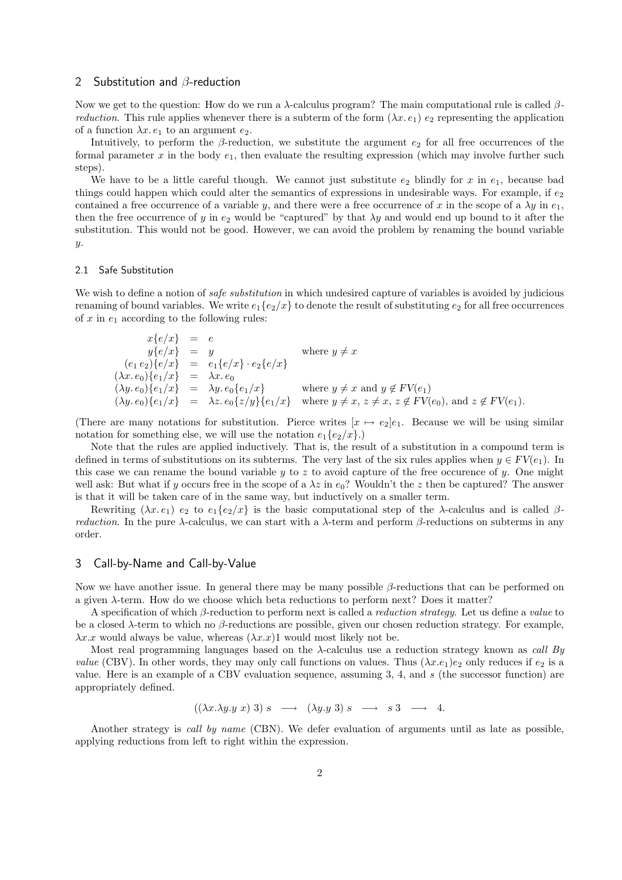## 2 Substitution and $\beta$-reduction

Now we get to the question: How do we run a $\lambda$-calculus program? The main computational rule is called *$\beta$-reduction*. This rule applies whenever there is a subterm of the form $(\lambda x.\, e_1)\; e_2$ representing the application of a function $\lambda x.\, e_1$ to an argument $e_2$.

Intuitively, to perform the $\beta$-reduction, we substitute the argument $e_2$ for all free occurrences of the formal parameter $x$ in the body $e_1$, then evaluate the resulting expression (which may involve further such steps).

We have to be a little careful though. We cannot just substitute $e_2$ blindly for $x$ in $e_1$, because bad things could happen which could alter the semantics of expressions in undesirable ways. For example, if $e_2$ contained a free occurrence of a variable $y$, and there were a free occurrence of $x$ in the scope of a $\lambda y$ in $e_1$, then the free occurrence of $y$ in $e_2$ would be "captured" by that $\lambda y$ and would end up bound to it after the substitution. This would not be good. However, we can avoid the problem by renaming the bound variable $y$.

### 2.1 Safe Substitution

We wish to define a notion of *safe substitution* in which undesired capture of variables is avoided by judicious renaming of bound variables. We write $e_1\{e_2/x\}$ to denote the result of substituting $e_2$ for all free occurrences of $x$ in $e_1$ according to the following rules:

$$
\begin{array}{rcll}
x\{e/x\} & = & e & \\
y\{e/x\} & = & y & \text{where } y \neq x \\
(e_1\, e_2)\{e/x\} & = & e_1\{e/x\} \cdot e_2\{e/x\} & \\
(\lambda x.\, e_0)\{e_1/x\} & = & \lambda x.\, e_0 & \\
(\lambda y.\, e_0)\{e_1/x\} & = & \lambda y.\, e_0\{e_1/x\} & \text{where } y \neq x \text{ and } y \notin FV(e_1) \\
(\lambda y.\, e_0)\{e_1/x\} & = & \lambda z.\, e_0\{z/y\}\{e_1/x\} & \text{where } y \neq x,\ z \neq x,\ z \notin FV(e_0), \text{ and } z \notin FV(e_1).
\end{array}
$$

(There are many notations for substitution. Pierce writes $[x \mapsto e_2]e_1$. Because we will be using similar notation for something else, we will use the notation $e_1\{e_2/x\}$.)

Note that the rules are applied inductively. That is, the result of a substitution in a compound term is defined in terms of substitutions on its subterms. The very last of the six rules applies when $y \in FV(e_1)$. In this case we can rename the bound variable $y$ to $z$ to avoid capture of the free occurence of $y$. One might well ask: But what if $y$ occurs free in the scope of a $\lambda z$ in $e_0$? Wouldn't the $z$ then be captured? The answer is that it will be taken care of in the same way, but inductively on a smaller term.

Rewriting $(\lambda x.\, e_1)\; e_2$ to $e_1\{e_2/x\}$ is the basic computational step of the $\lambda$-calculus and is called *$\beta$-reduction*. In the pure $\lambda$-calculus, we can start with a $\lambda$-term and perform $\beta$-reductions on subterms in any order.

## 3 Call-by-Name and Call-by-Value

Now we have another issue. In general there may be many possible $\beta$-reductions that can be performed on a given $\lambda$-term. How do we choose which beta reductions to perform next? Does it matter?

A specification of which $\beta$-reduction to perform next is called a *reduction strategy*. Let us define a *value* to be a closed $\lambda$-term to which no $\beta$-reductions are possible, given our chosen reduction strategy. For example, $\lambda x.x$ would always be value, whereas $(\lambda x.x)1$ would most likely not be.

Most real programming languages based on the $\lambda$-calculus use a reduction strategy known as *call By value* (CBV). In other words, they may only call functions on values. Thus $(\lambda x.e_1)e_2$ only reduces if $e_2$ is a value. Here is an example of a CBV evaluation sequence, assuming 3, 4, and $s$ (the successor function) are appropriately defined.

$$((\lambda x.\lambda y.y\ x)\ 3)\ s \;\longrightarrow\; (\lambda y.y\ 3)\ s \;\longrightarrow\; s\ 3 \;\longrightarrow\; 4.$$

Another strategy is *call by name* (CBN). We defer evaluation of arguments until as late as possible, applying reductions from left to right within the expression.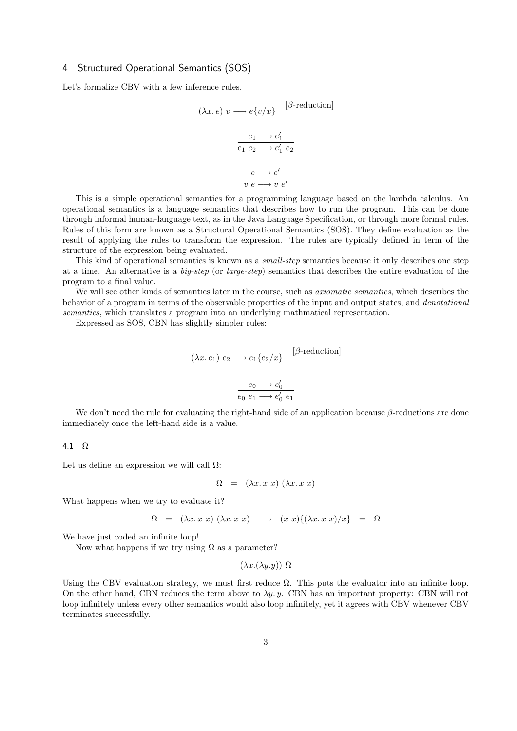## 4 Structured Operational Semantics (SOS)

Let's formalize CBV with a few inference rules.

$$\frac{}{(\lambda x.\, e)\ v \longrightarrow e\{v/x\}} \quad [\beta\text{-reduction}]$$

$$\frac{e_1 \longrightarrow e_1'}{e_1\ e_2 \longrightarrow e_1'\ e_2}$$

$$\frac{e \longrightarrow e'}{v\ e \longrightarrow v\ e'}$$

This is a simple operational semantics for a programming language based on the lambda calculus. An operational semantics is a language semantics that describes how to run the program. This can be done through informal human-language text, as in the Java Language Specification, or through more formal rules. Rules of this form are known as a Structural Operational Semantics (SOS). They define evaluation as the result of applying the rules to transform the expression. The rules are typically defined in term of the structure of the expression being evaluated.

This kind of operational semantics is known as a *small-step* semantics because it only describes one step at a time. An alternative is a *big-step* (or *large-step*) semantics that describes the entire evaluation of the program to a final value.

We will see other kinds of semantics later in the course, such as *axiomatic semantics*, which describes the behavior of a program in terms of the observable properties of the input and output states, and *denotational semantics*, which translates a program into an underlying mathmatical representation.

Expressed as SOS, CBN has slightly simpler rules:

$$\frac{}{(\lambda x.\, e_1)\ e_2 \longrightarrow e_1\{e_2/x\}} \quad [\beta\text{-reduction}]$$

$$\frac{e_0 \longrightarrow e_0'}{e_0\ e_1 \longrightarrow e_0'\ e_1}$$

We don't need the rule for evaluating the right-hand side of an application because $\beta$-reductions are done immediately once the left-hand side is a value.

### 4.1 $\Omega$

Let us define an expression we will call $\Omega$:

$$\Omega \quad = \quad (\lambda x.\, x\ x)\ (\lambda x.\, x\ x)$$

What happens when we try to evaluate it?

$$\Omega \quad = \quad (\lambda x.\, x\ x)\ (\lambda x.\, x\ x) \quad \longrightarrow \quad (x\ x)\{(\lambda x.\, x\ x)/x\} \quad = \quad \Omega$$

We have just coded an infinite loop!

Now what happens if we try using $\Omega$ as a parameter?

$$(\lambda x.(\lambda y.y))\ \Omega$$

Using the CBV evaluation strategy, we must first reduce $\Omega$. This puts the evaluator into an infinite loop. On the other hand, CBN reduces the term above to $\lambda y.\, y$. CBN has an important property: CBN will not loop infinitely unless every other semantics would also loop infinitely, yet it agrees with CBV whenever CBV terminates successfully.